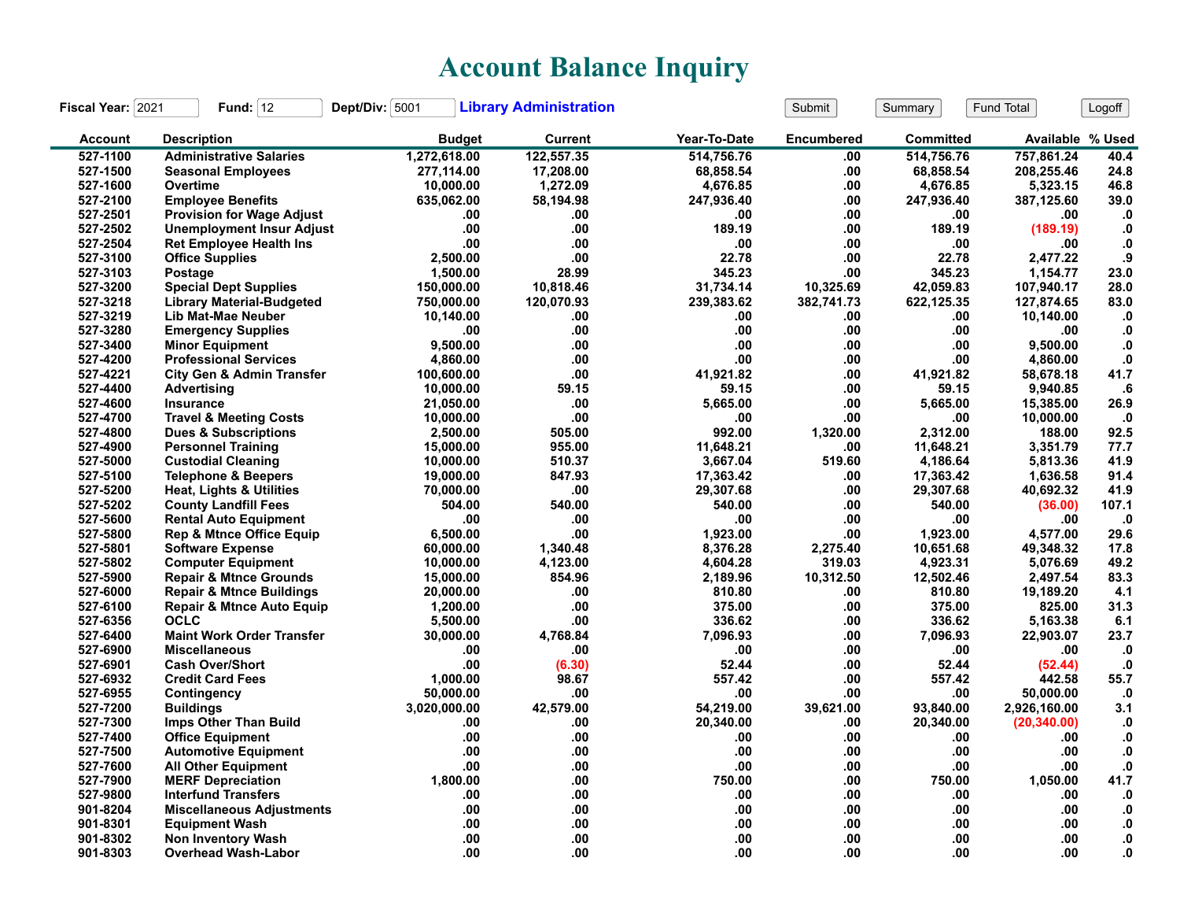# Account Balance Inquiry

**Fiscal Year:** 2021 **Fund:** 12 **Dept/Div:** 5001 **Library Administration**

Submit | Summary | Fund Total | Logoff

| Account | Description | Budget | Current | Year-To-Date | Encumbered | Committed | Available | % Used |
|---|---|---|---|---|---|---|---|---|
| 527-1100 | Administrative Salaries | 1,272,618.00 | 122,557.35 | 514,756.76 | .00 | 514,756.76 | 757,861.24 | 40.4 |
| 527-1500 | Seasonal Employees | 277,114.00 | 17,208.00 | 68,858.54 | .00 | 68,858.54 | 208,255.46 | 24.8 |
| 527-1600 | Overtime | 10,000.00 | 1,272.09 | 4,676.85 | .00 | 4,676.85 | 5,323.15 | 46.8 |
| 527-2100 | Employee Benefits | 635,062.00 | 58,194.98 | 247,936.40 | .00 | 247,936.40 | 387,125.60 | 39.0 |
| 527-2501 | Provision for Wage Adjust | .00 | .00 | .00 | .00 | .00 | .00 | .0 |
| 527-2502 | Unemployment Insur Adjust | .00 | .00 | 189.19 | .00 | 189.19 | (189.19) | .0 |
| 527-2504 | Ret Employee Health Ins | .00 | .00 | .00 | .00 | .00 | .00 | .0 |
| 527-3100 | Office Supplies | 2,500.00 | .00 | 22.78 | .00 | 22.78 | 2,477.22 | .9 |
| 527-3103 | Postage | 1,500.00 | 28.99 | 345.23 | .00 | 345.23 | 1,154.77 | 23.0 |
| 527-3200 | Special Dept Supplies | 150,000.00 | 10,818.46 | 31,734.14 | 10,325.69 | 42,059.83 | 107,940.17 | 28.0 |
| 527-3218 | Library Material-Budgeted | 750,000.00 | 120,070.93 | 239,383.62 | 382,741.73 | 622,125.35 | 127,874.65 | 83.0 |
| 527-3219 | Lib Mat-Mae Neuber | 10,140.00 | .00 | .00 | .00 | .00 | 10,140.00 | .0 |
| 527-3280 | Emergency Supplies | .00 | .00 | .00 | .00 | .00 | .00 | .0 |
| 527-3400 | Minor Equipment | 9,500.00 | .00 | .00 | .00 | .00 | 9,500.00 | .0 |
| 527-4200 | Professional Services | 4,860.00 | .00 | .00 | .00 | .00 | 4,860.00 | .0 |
| 527-4221 | City Gen & Admin Transfer | 100,600.00 | .00 | 41,921.82 | .00 | 41,921.82 | 58,678.18 | 41.7 |
| 527-4400 | Advertising | 10,000.00 | 59.15 | 59.15 | .00 | 59.15 | 9,940.85 | .6 |
| 527-4600 | Insurance | 21,050.00 | .00 | 5,665.00 | .00 | 5,665.00 | 15,385.00 | 26.9 |
| 527-4700 | Travel & Meeting Costs | 10,000.00 | .00 | .00 | .00 | .00 | 10,000.00 | .0 |
| 527-4800 | Dues & Subscriptions | 2,500.00 | 505.00 | 992.00 | 1,320.00 | 2,312.00 | 188.00 | 92.5 |
| 527-4900 | Personnel Training | 15,000.00 | 955.00 | 11,648.21 | .00 | 11,648.21 | 3,351.79 | 77.7 |
| 527-5000 | Custodial Cleaning | 10,000.00 | 510.37 | 3,667.04 | 519.60 | 4,186.64 | 5,813.36 | 41.9 |
| 527-5100 | Telephone & Beepers | 19,000.00 | 847.93 | 17,363.42 | .00 | 17,363.42 | 1,636.58 | 91.4 |
| 527-5200 | Heat, Lights & Utilities | 70,000.00 | .00 | 29,307.68 | .00 | 29,307.68 | 40,692.32 | 41.9 |
| 527-5202 | County Landfill Fees | 504.00 | 540.00 | 540.00 | .00 | 540.00 | (36.00) | 107.1 |
| 527-5600 | Rental Auto Equipment | .00 | .00 | .00 | .00 | .00 | .00 | .0 |
| 527-5800 | Rep & Mtnce Office Equip | 6,500.00 | .00 | 1,923.00 | .00 | 1,923.00 | 4,577.00 | 29.6 |
| 527-5801 | Software Expense | 60,000.00 | 1,340.48 | 8,376.28 | 2,275.40 | 10,651.68 | 49,348.32 | 17.8 |
| 527-5802 | Computer Equipment | 10,000.00 | 4,123.00 | 4,604.28 | 319.03 | 4,923.31 | 5,076.69 | 49.2 |
| 527-5900 | Repair & Mtnce Grounds | 15,000.00 | 854.96 | 2,189.96 | 10,312.50 | 12,502.46 | 2,497.54 | 83.3 |
| 527-6000 | Repair & Mtnce Buildings | 20,000.00 | .00 | 810.80 | .00 | 810.80 | 19,189.20 | 4.1 |
| 527-6100 | Repair & Mtnce Auto Equip | 1,200.00 | .00 | 375.00 | .00 | 375.00 | 825.00 | 31.3 |
| 527-6356 | OCLC | 5,500.00 | .00 | 336.62 | .00 | 336.62 | 5,163.38 | 6.1 |
| 527-6400 | Maint Work Order Transfer | 30,000.00 | 4,768.84 | 7,096.93 | .00 | 7,096.93 | 22,903.07 | 23.7 |
| 527-6900 | Miscellaneous | .00 | .00 | .00 | .00 | .00 | .00 | .0 |
| 527-6901 | Cash Over/Short | .00 | (6.30) | 52.44 | .00 | 52.44 | (52.44) | .0 |
| 527-6932 | Credit Card Fees | 1,000.00 | 98.67 | 557.42 | .00 | 557.42 | 442.58 | 55.7 |
| 527-6955 | Contingency | 50,000.00 | .00 | .00 | .00 | .00 | 50,000.00 | .0 |
| 527-7200 | Buildings | 3,020,000.00 | 42,579.00 | 54,219.00 | 39,621.00 | 93,840.00 | 2,926,160.00 | 3.1 |
| 527-7300 | Imps Other Than Build | .00 | .00 | 20,340.00 | .00 | 20,340.00 | (20,340.00) | .0 |
| 527-7400 | Office Equipment | .00 | .00 | .00 | .00 | .00 | .00 | .0 |
| 527-7500 | Automotive Equipment | .00 | .00 | .00 | .00 | .00 | .00 | .0 |
| 527-7600 | All Other Equipment | .00 | .00 | .00 | .00 | .00 | .00 | .0 |
| 527-7900 | MERF Depreciation | 1,800.00 | .00 | 750.00 | .00 | 750.00 | 1,050.00 | 41.7 |
| 527-9800 | Interfund Transfers | .00 | .00 | .00 | .00 | .00 | .00 | .0 |
| 901-8204 | Miscellaneous Adjustments | .00 | .00 | .00 | .00 | .00 | .00 | .0 |
| 901-8301 | Equipment Wash | .00 | .00 | .00 | .00 | .00 | .00 | .0 |
| 901-8302 | Non Inventory Wash | .00 | .00 | .00 | .00 | .00 | .00 | .0 |
| 901-8303 | Overhead Wash-Labor | .00 | .00 | .00 | .00 | .00 | .00 | .0 |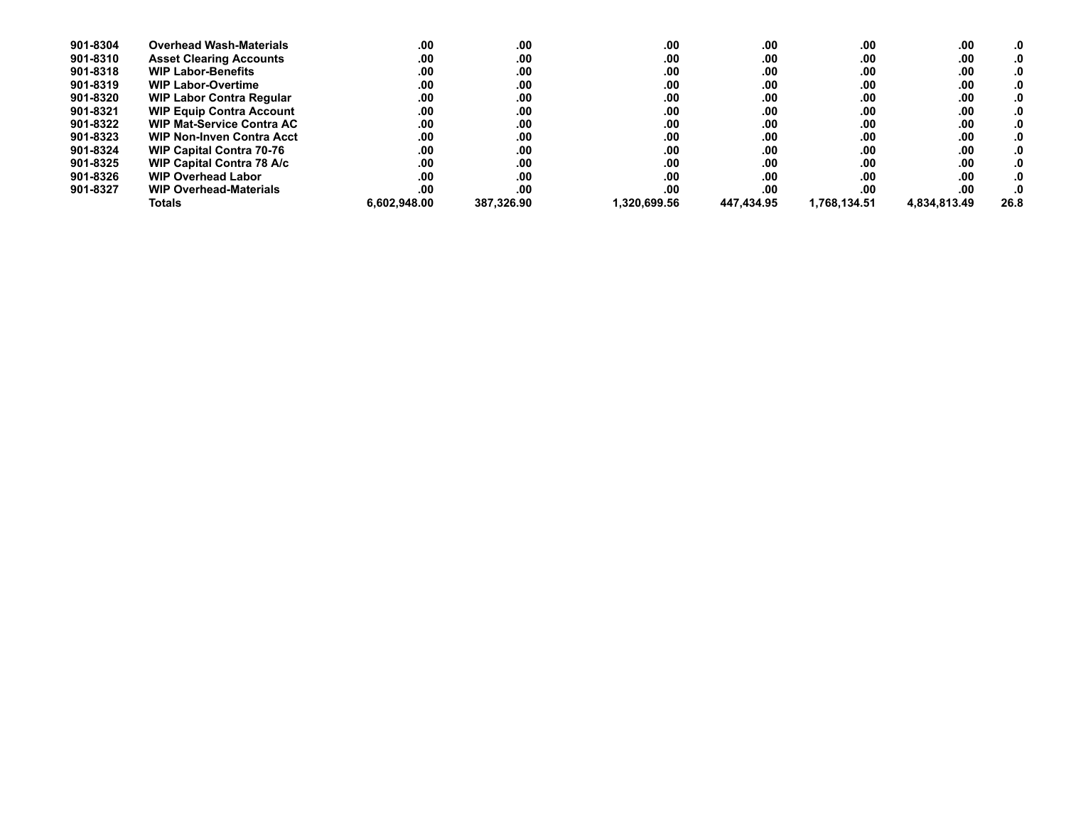| | | | | | | | | |
|---|---|---|---|---|---|---|---|---|
| 901-8304 | Overhead Wash-Materials | .00 | .00 | .00 | .00 | .00 | .00 | .0 |
| 901-8310 | Asset Clearing Accounts | .00 | .00 | .00 | .00 | .00 | .00 | .0 |
| 901-8318 | WIP Labor-Benefits | .00 | .00 | .00 | .00 | .00 | .00 | .0 |
| 901-8319 | WIP Labor-Overtime | .00 | .00 | .00 | .00 | .00 | .00 | .0 |
| 901-8320 | WIP Labor Contra Regular | .00 | .00 | .00 | .00 | .00 | .00 | .0 |
| 901-8321 | WIP Equip Contra Account | .00 | .00 | .00 | .00 | .00 | .00 | .0 |
| 901-8322 | WIP Mat-Service Contra AC | .00 | .00 | .00 | .00 | .00 | .00 | .0 |
| 901-8323 | WIP Non-Inven Contra Acct | .00 | .00 | .00 | .00 | .00 | .00 | .0 |
| 901-8324 | WIP Capital Contra 70-76 | .00 | .00 | .00 | .00 | .00 | .00 | .0 |
| 901-8325 | WIP Capital Contra 78 A/c | .00 | .00 | .00 | .00 | .00 | .00 | .0 |
| 901-8326 | WIP Overhead Labor | .00 | .00 | .00 | .00 | .00 | .00 | .0 |
| 901-8327 | WIP Overhead-Materials | .00 | .00 | .00 | .00 | .00 | .00 | .0 |
| | Totals | 6,602,948.00 | 387,326.90 | 1,320,699.56 | 447,434.95 | 1,768,134.51 | 4,834,813.49 | 26.8 |